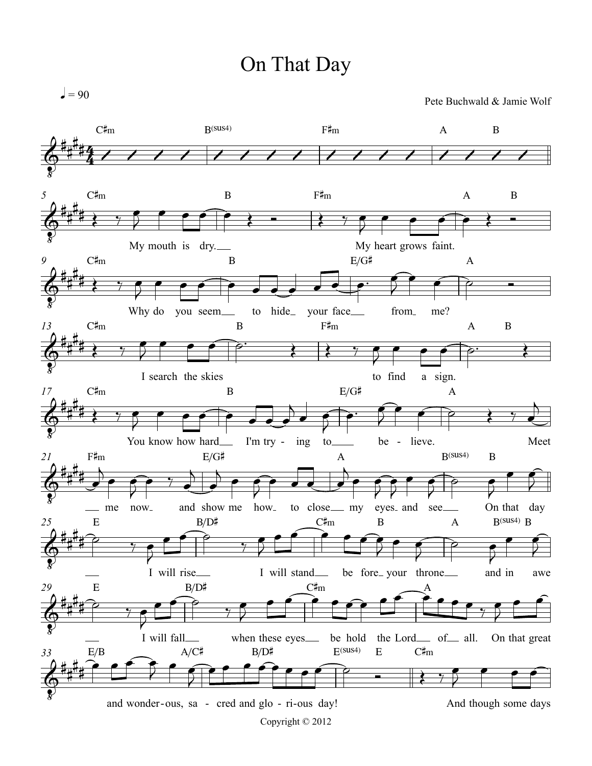# On That Day

♩ = 90

Pete Buchwald & Jamie Wolf

C♯m B(sus4) F♯m A B

C♯m B F♯m A B
My mouth is dry. My heart grows faint.

C♯m B E/G♯ A
Why do you seem to hide your face from me?

C♯m B F♯m A B
I search the skies to find a sign.

C♯m B E/G♯ A
You know how hard I'm try - ing to be - lieve. Meet

F♯m E/G♯ A B(sus4) B
me now and show me how to close my eyes and see On that day

E B/D♯ C♯m B A B(sus4) B
I will rise I will stand be fore your throne and in awe

E B/D♯ C♯m A
I will fall when these eyes be hold the Lord of all. On that great

E/B A/C♯ B/D♯ E(sus4) E C♯m
and wonder - ous, sa - cred and glo - ri - ous day! And though some days

Copyright © 2012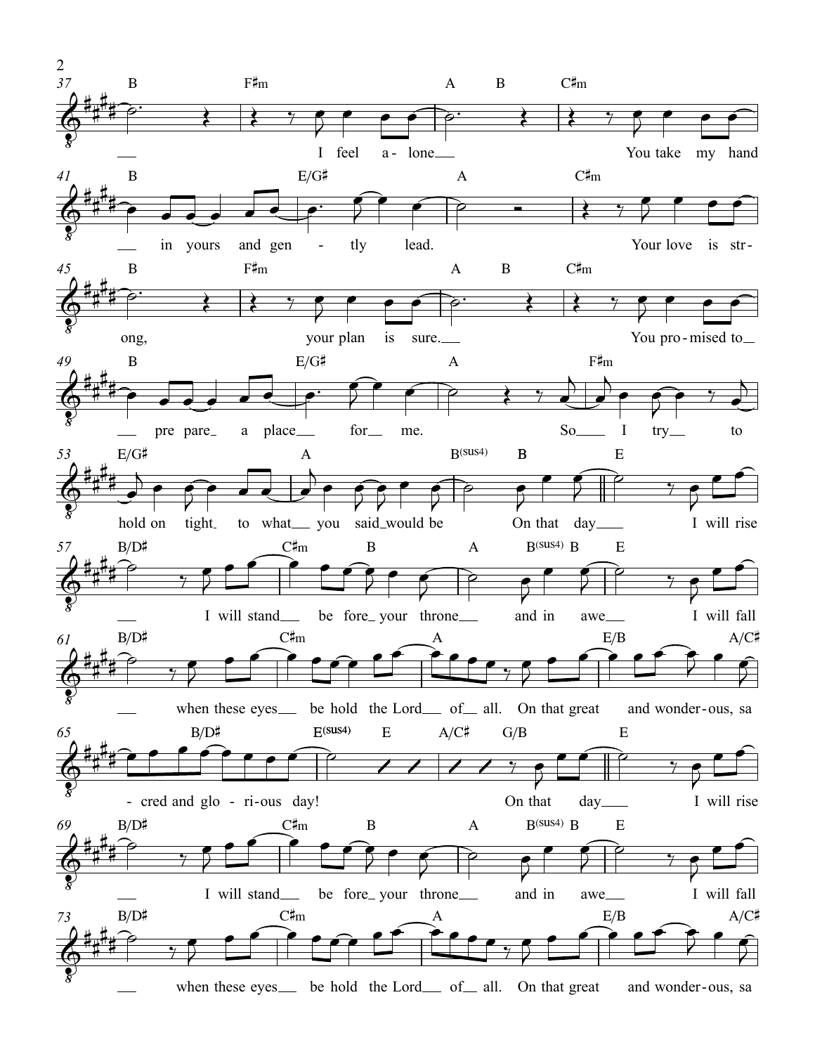37 B F♯m A B C♯m

I feel a - lone You take my hand

41 B E/G♯ A C♯m

in yours and gen - tly lead. Your love is str -

45 B F♯m A B C♯m

ong, your plan is sure. You pro - mised to

49 B E/G♯ A F♯m

pre pare a place for me. So I try to

53 E/G♯ A B(sus4) B E

hold on tight to what you said would be On that day I will rise

57 B/D♯ C♯m B A B(sus4) B E

I will stand be fore your throne and in awe I will fall

61 B/D♯ C♯m A E/B A/C♯

when these eyes be hold the Lord of all. On that great and wonder - ous, sa

65 B/D♯ E(sus4) E A/C♯ G/B E

- cred and glo - ri - ous day! On that day I will rise

69 B/D♯ C♯m B A B(sus4) B E

I will stand be fore your throne and in awe I will fall

73 B/D♯ C♯m A E/B A/C♯

when these eyes be hold the Lord of all. On that great and wonder - ous, sa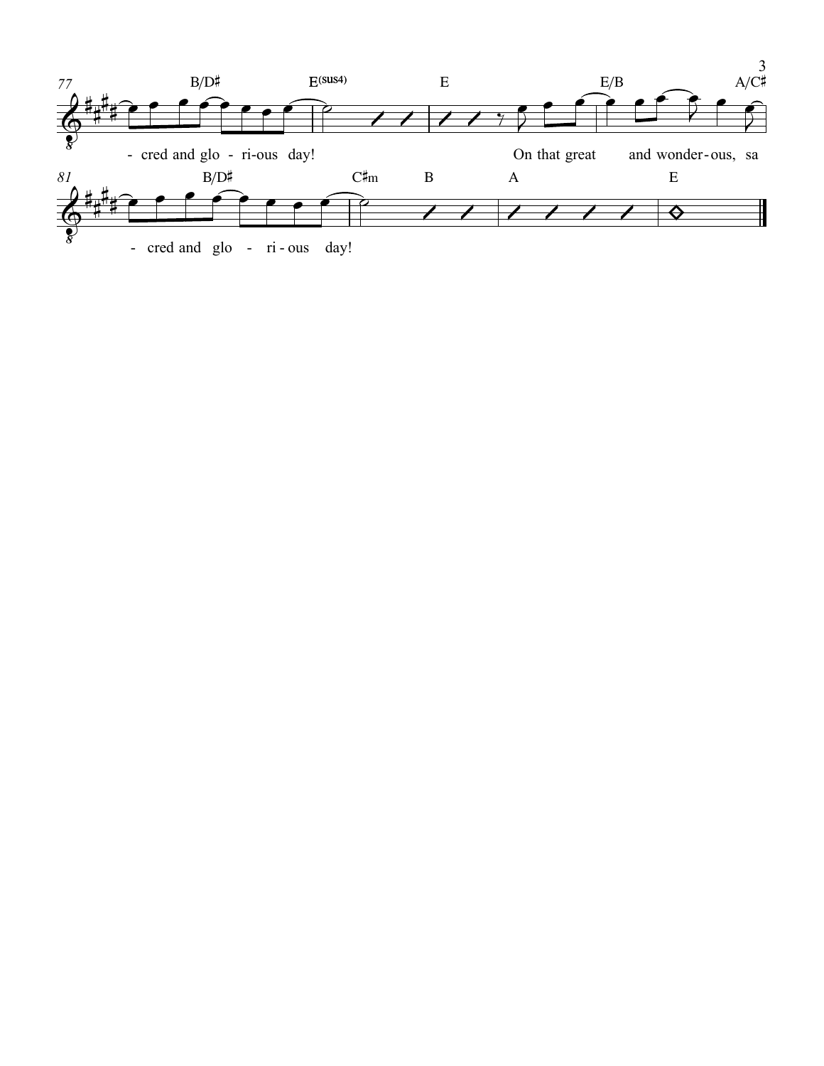77 B/D♯ E(sus4) E E/B A/C♯

- cred and glo - ri-ous day! On that great and wonder-ous, sa

81 B/D♯ C♯m B A E

- cred and glo - ri - ous day!